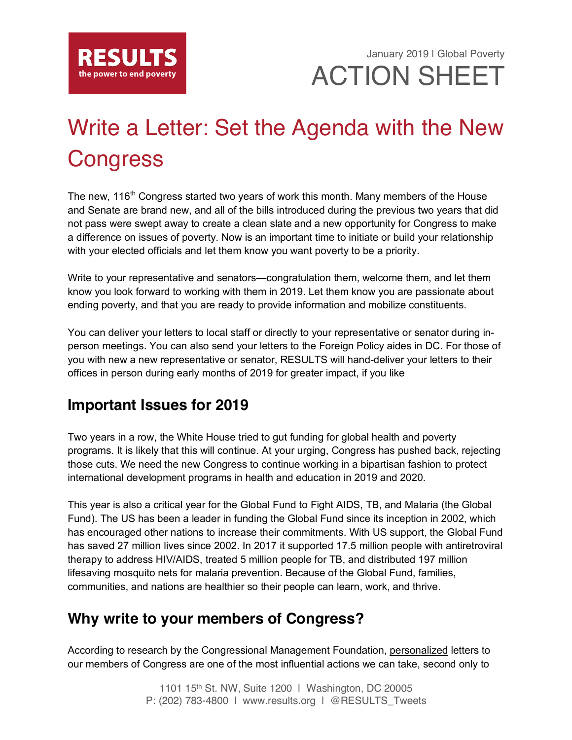RESULTS
the power to end poverty

January 2019 | Global Poverty

ACTION SHEET

# Write a Letter: Set the Agenda with the New Congress

The new, 116th Congress started two years of work this month. Many members of the House and Senate are brand new, and all of the bills introduced during the previous two years that did not pass were swept away to create a clean slate and a new opportunity for Congress to make a difference on issues of poverty. Now is an important time to initiate or build your relationship with your elected officials and let them know you want poverty to be a priority.

Write to your representative and senators—congratulation them, welcome them, and let them know you look forward to working with them in 2019. Let them know you are passionate about ending poverty, and that you are ready to provide information and mobilize constituents.

You can deliver your letters to local staff or directly to your representative or senator during in-person meetings. You can also send your letters to the Foreign Policy aides in DC. For those of you with new a new representative or senator, RESULTS will hand-deliver your letters to their offices in person during early months of 2019 for greater impact, if you like

## Important Issues for 2019

Two years in a row, the White House tried to gut funding for global health and poverty programs. It is likely that this will continue. At your urging, Congress has pushed back, rejecting those cuts. We need the new Congress to continue working in a bipartisan fashion to protect international development programs in health and education in 2019 and 2020.

This year is also a critical year for the Global Fund to Fight AIDS, TB, and Malaria (the Global Fund). The US has been a leader in funding the Global Fund since its inception in 2002, which has encouraged other nations to increase their commitments. With US support, the Global Fund has saved 27 million lives since 2002. In 2017 it supported 17.5 million people with antiretroviral therapy to address HIV/AIDS, treated 5 million people for TB, and distributed 197 million lifesaving mosquito nets for malaria prevention. Because of the Global Fund, families, communities, and nations are healthier so their people can learn, work, and thrive.

## Why write to your members of Congress?

According to research by the Congressional Management Foundation, personalized letters to our members of Congress are one of the most influential actions we can take, second only to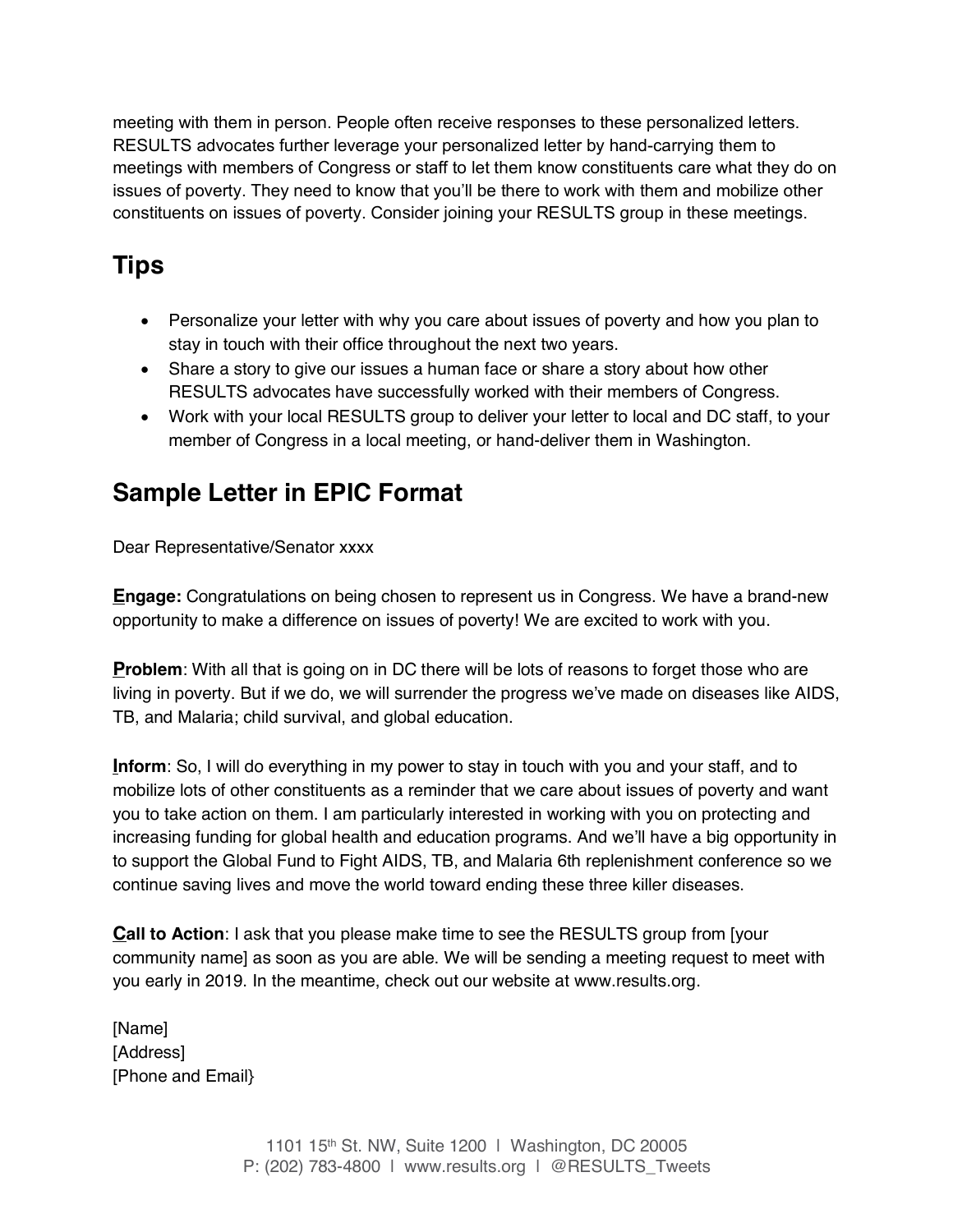meeting with them in person. People often receive responses to these personalized letters. RESULTS advocates further leverage your personalized letter by hand-carrying them to meetings with members of Congress or staff to let them know constituents care what they do on issues of poverty. They need to know that you'll be there to work with them and mobilize other constituents on issues of poverty. Consider joining your RESULTS group in these meetings.

## Tips

- Personalize your letter with why you care about issues of poverty and how you plan to stay in touch with their office throughout the next two years.
- Share a story to give our issues a human face or share a story about how other RESULTS advocates have successfully worked with their members of Congress.
- Work with your local RESULTS group to deliver your letter to local and DC staff, to your member of Congress in a local meeting, or hand-deliver them in Washington.

## Sample Letter in EPIC Format

Dear Representative/Senator xxxx

**Engage:** Congratulations on being chosen to represent us in Congress. We have a brand-new opportunity to make a difference on issues of poverty! We are excited to work with you.

**Problem**: With all that is going on in DC there will be lots of reasons to forget those who are living in poverty. But if we do, we will surrender the progress we've made on diseases like AIDS, TB, and Malaria; child survival, and global education.

**Inform**: So, I will do everything in my power to stay in touch with you and your staff, and to mobilize lots of other constituents as a reminder that we care about issues of poverty and want you to take action on them. I am particularly interested in working with you on protecting and increasing funding for global health and education programs. And we'll have a big opportunity in to support the Global Fund to Fight AIDS, TB, and Malaria 6th replenishment conference so we continue saving lives and move the world toward ending these three killer diseases.

**Call to Action**: I ask that you please make time to see the RESULTS group from [your community name] as soon as you are able. We will be sending a meeting request to meet with you early in 2019. In the meantime, check out our website at www.results.org.

[Name]
[Address]
[Phone and Email}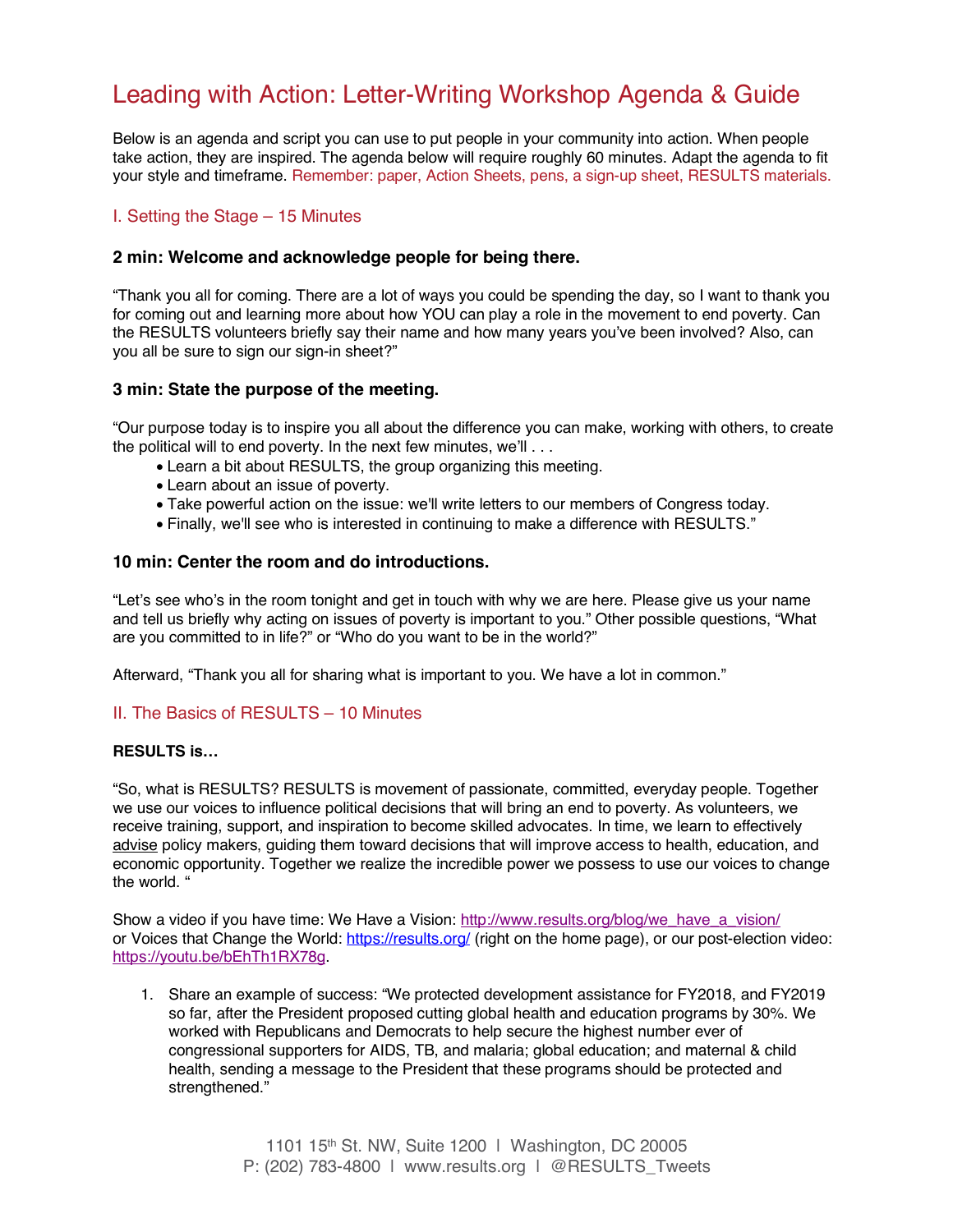# Leading with Action: Letter-Writing Workshop Agenda & Guide

Below is an agenda and script you can use to put people in your community into action. When people take action, they are inspired. The agenda below will require roughly 60 minutes. Adapt the agenda to fit your style and timeframe. Remember: paper, Action Sheets, pens, a sign-up sheet, RESULTS materials.

## I. Setting the Stage – 15 Minutes

### 2 min: Welcome and acknowledge people for being there.

"Thank you all for coming. There are a lot of ways you could be spending the day, so I want to thank you for coming out and learning more about how YOU can play a role in the movement to end poverty. Can the RESULTS volunteers briefly say their name and how many years you've been involved? Also, can you all be sure to sign our sign-in sheet?"

### 3 min: State the purpose of the meeting.

"Our purpose today is to inspire you all about the difference you can make, working with others, to create the political will to end poverty. In the next few minutes, we'll . . .

- Learn a bit about RESULTS, the group organizing this meeting.
- Learn about an issue of poverty.
- Take powerful action on the issue: we'll write letters to our members of Congress today.
- Finally, we'll see who is interested in continuing to make a difference with RESULTS."

### 10 min: Center the room and do introductions.

"Let's see who's in the room tonight and get in touch with why we are here. Please give us your name and tell us briefly why acting on issues of poverty is important to you." Other possible questions, "What are you committed to in life?" or "Who do you want to be in the world?"

Afterward, "Thank you all for sharing what is important to you. We have a lot in common."

## II. The Basics of RESULTS – 10 Minutes

**RESULTS is…**

"So, what is RESULTS? RESULTS is movement of passionate, committed, everyday people. Together we use our voices to influence political decisions that will bring an end to poverty. As volunteers, we receive training, support, and inspiration to become skilled advocates. In time, we learn to effectively advise policy makers, guiding them toward decisions that will improve access to health, education, and economic opportunity. Together we realize the incredible power we possess to use our voices to change the world. "

Show a video if you have time: We Have a Vision: http://www.results.org/blog/we_have_a_vision/ or Voices that Change the World: https://results.org/ (right on the home page), or our post-election video: https://youtu.be/bEhTh1RX78g.

1. Share an example of success: "We protected development assistance for FY2018, and FY2019 so far, after the President proposed cutting global health and education programs by 30%. We worked with Republicans and Democrats to help secure the highest number ever of congressional supporters for AIDS, TB, and malaria; global education; and maternal & child health, sending a message to the President that these programs should be protected and strengthened."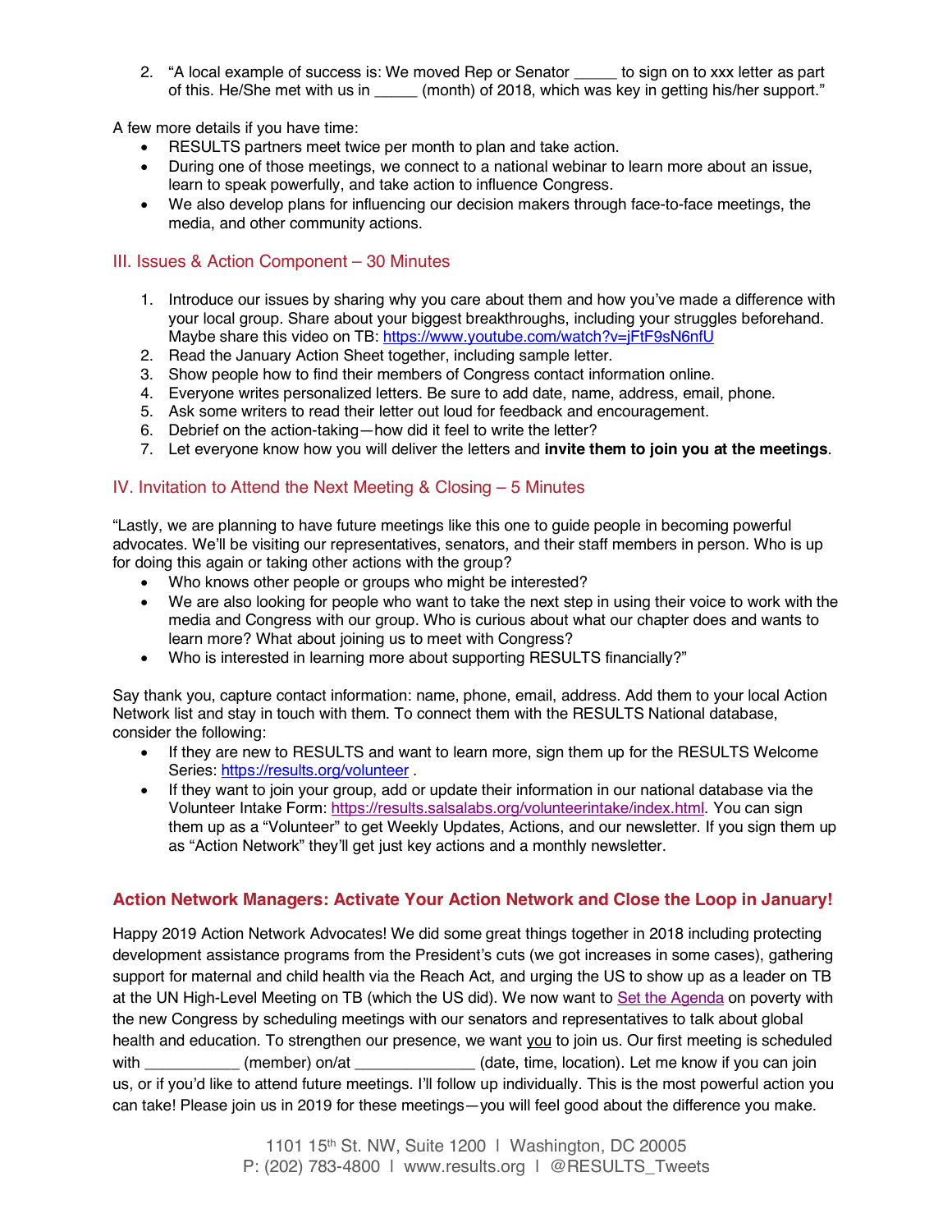2. "A local example of success is: We moved Rep or Senator _____ to sign on to xxx letter as part of this. He/She met with us in _____ (month) of 2018, which was key in getting his/her support."

A few more details if you have time:

- RESULTS partners meet twice per month to plan and take action.
- During one of those meetings, we connect to a national webinar to learn more about an issue, learn to speak powerfully, and take action to influence Congress.
- We also develop plans for influencing our decision makers through face-to-face meetings, the media, and other community actions.

## III. Issues & Action Component – 30 Minutes

1. Introduce our issues by sharing why you care about them and how you've made a difference with your local group. Share about your biggest breakthroughs, including your struggles beforehand. Maybe share this video on TB: https://www.youtube.com/watch?v=jFtF9sN6nfU
2. Read the January Action Sheet together, including sample letter.
3. Show people how to find their members of Congress contact information online.
4. Everyone writes personalized letters. Be sure to add date, name, address, email, phone.
5. Ask some writers to read their letter out loud for feedback and encouragement.
6. Debrief on the action-taking—how did it feel to write the letter?
7. Let everyone know how you will deliver the letters and **invite them to join you at the meetings**.

## IV. Invitation to Attend the Next Meeting & Closing – 5 Minutes

"Lastly, we are planning to have future meetings like this one to guide people in becoming powerful advocates. We'll be visiting our representatives, senators, and their staff members in person. Who is up for doing this again or taking other actions with the group?

- Who knows other people or groups who might be interested?
- We are also looking for people who want to take the next step in using their voice to work with the media and Congress with our group. Who is curious about what our chapter does and wants to learn more? What about joining us to meet with Congress?
- Who is interested in learning more about supporting RESULTS financially?"

Say thank you, capture contact information: name, phone, email, address. Add them to your local Action Network list and stay in touch with them. To connect them with the RESULTS National database, consider the following:

- If they are new to RESULTS and want to learn more, sign them up for the RESULTS Welcome Series: https://results.org/volunteer .
- If they want to join your group, add or update their information in our national database via the Volunteer Intake Form: https://results.salsalabs.org/volunteerintake/index.html. You can sign them up as a "Volunteer" to get Weekly Updates, Actions, and our newsletter. If you sign them up as "Action Network" they'll get just key actions and a monthly newsletter.

## Action Network Managers: Activate Your Action Network and Close the Loop in January!

Happy 2019 Action Network Advocates! We did some great things together in 2018 including protecting development assistance programs from the President's cuts (we got increases in some cases), gathering support for maternal and child health via the Reach Act, and urging the US to show up as a leader on TB at the UN High-Level Meeting on TB (which the US did). We now want to Set the Agenda on poverty with the new Congress by scheduling meetings with our senators and representatives to talk about global health and education. To strengthen our presence, we want you to join us. Our first meeting is scheduled with ___________ (member) on/at ______________ (date, time, location). Let me know if you can join us, or if you'd like to attend future meetings. I'll follow up individually. This is the most powerful action you can take! Please join us in 2019 for these meetings—you will feel good about the difference you make.